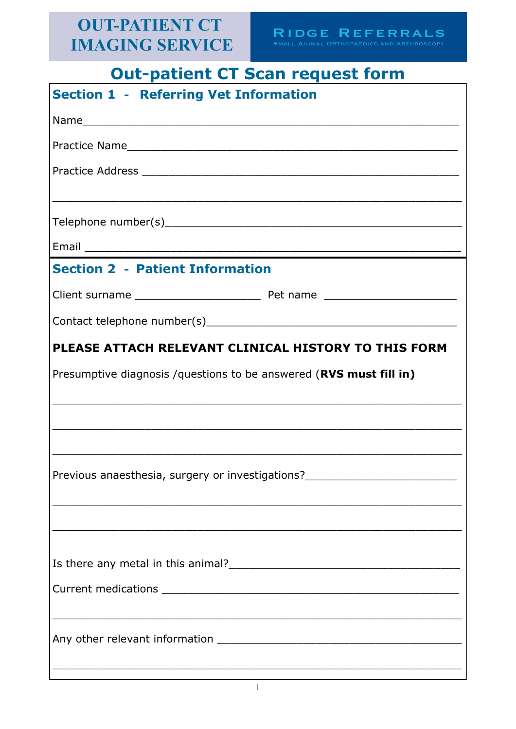# OUT-PATIENT CT IMAGING SERVICE

**RIDGE REFERRALS**
SMALL ANIMAL ORTHOPAEDICS AND ARTHROSCOPY

# Out-patient CT Scan request form

## Section 1 - Referring Vet Information

Name_______________________________________________________

Practice Name________________________________________________

Practice Address ______________________________________________

___________________________________________________________

Telephone number(s)___________________________________________

Email _______________________________________________________

## Section 2 - Patient Information

Client surname ___________________ Pet name ____________________

Contact telephone number(s)_____________________________________

**PLEASE ATTACH RELEVANT CLINICAL HISTORY TO THIS FORM**

Presumptive diagnosis /questions to be answered (**RVS must fill in)**

___________________________________________________________

___________________________________________________________

___________________________________________________________

Previous anaesthesia, surgery or investigations?______________________

___________________________________________________________

___________________________________________________________

Is there any metal in this animal?__________________________________

Current medications ___________________________________________

___________________________________________________________

Any other relevant information ____________________________________

___________________________________________________________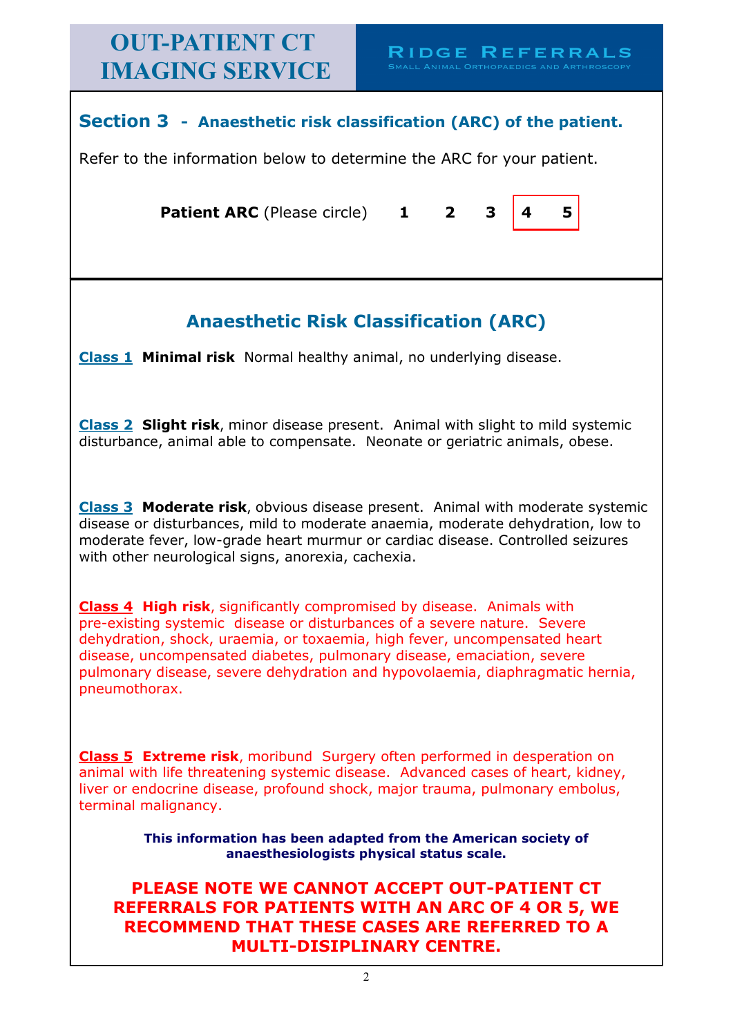# OUT-PATIENT CT IMAGING SERVICE

**Ridge Referrals**
Small Animal Orthopaedics and Arthroscopy

## Section 3 - Anaesthetic risk classification (ARC) of the patient.

Refer to the information below to determine the ARC for your patient.

**Patient ARC** (Please circle) **1 2 3 4 5**

## Anaesthetic Risk Classification (ARC)

**Class 1 Minimal risk** Normal healthy animal, no underlying disease.

**Class 2 Slight risk**, minor disease present. Animal with slight to mild systemic disturbance, animal able to compensate. Neonate or geriatric animals, obese.

**Class 3 Moderate risk**, obvious disease present. Animal with moderate systemic disease or disturbances, mild to moderate anaemia, moderate dehydration, low to moderate fever, low-grade heart murmur or cardiac disease. Controlled seizures with other neurological signs, anorexia, cachexia.

**Class 4 High risk**, significantly compromised by disease. Animals with pre-existing systemic disease or disturbances of a severe nature. Severe dehydration, shock, uraemia, or toxaemia, high fever, uncompensated heart disease, uncompensated diabetes, pulmonary disease, emaciation, severe pulmonary disease, severe dehydration and hypovolaemia, diaphragmatic hernia, pneumothorax.

**Class 5 Extreme risk**, moribund Surgery often performed in desperation on animal with life threatening systemic disease. Advanced cases of heart, kidney, liver or endocrine disease, profound shock, major trauma, pulmonary embolus, terminal malignancy.

**This information has been adapted from the American society of anaesthesiologists physical status scale.**

**PLEASE NOTE WE CANNOT ACCEPT OUT-PATIENT CT REFERRALS FOR PATIENTS WITH AN ARC OF 4 OR 5, WE RECOMMEND THAT THESE CASES ARE REFERRED TO A MULTI-DISIPLINARY CENTRE.**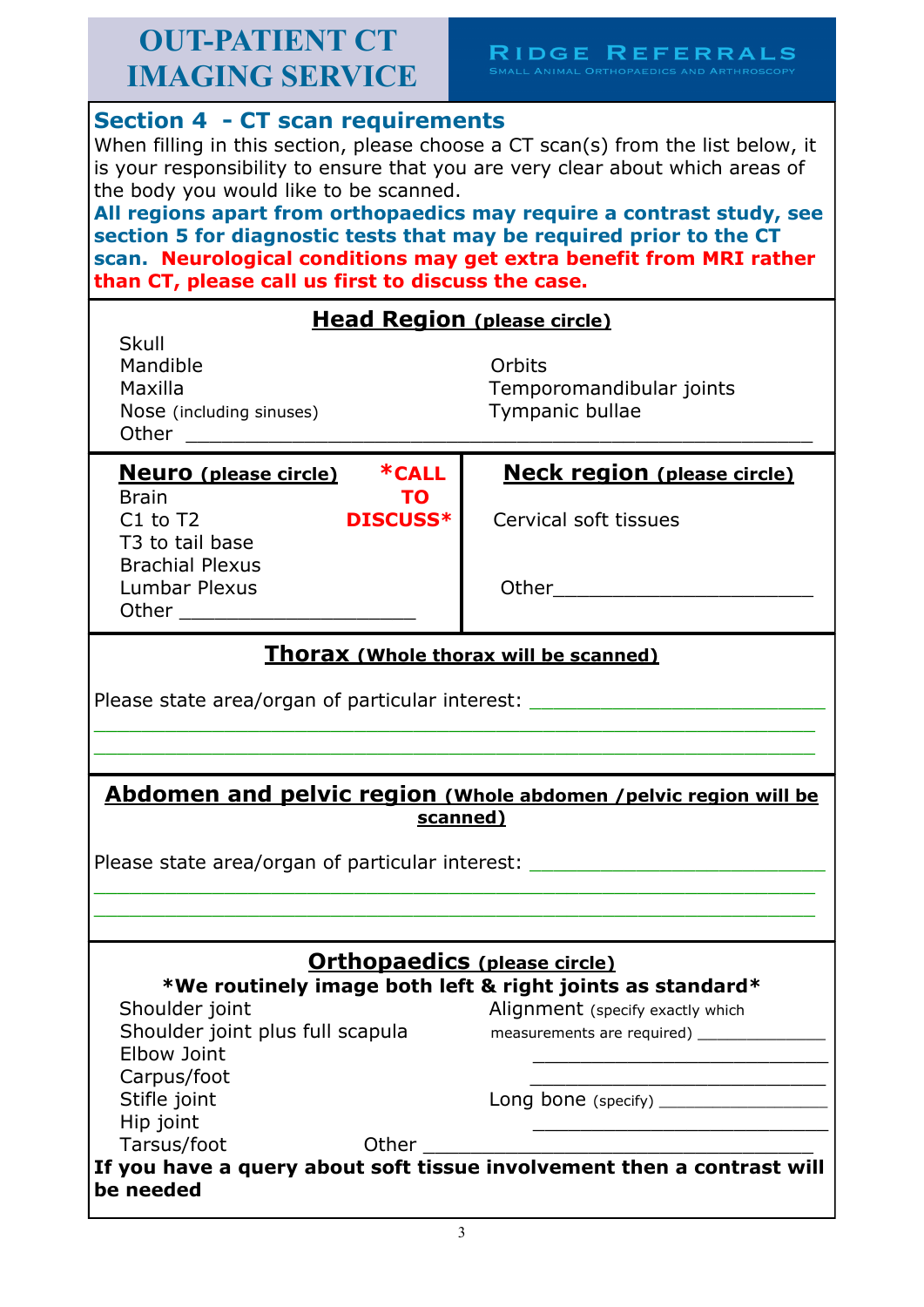# OUT-PATIENT CT IMAGING SERVICE

**RIDGE REFERRALS**
SMALL ANIMAL ORTHOPAEDICS AND ARTHROSCOPY

## Section 4 - CT scan requirements

When filling in this section, please choose a CT scan(s) from the list below, it is your responsibility to ensure that you are very clear about which areas of the body you would like to be scanned.

**All regions apart from orthopaedics may require a contrast study, see section 5 for diagnostic tests that may be required prior to the CT scan. Neurological conditions may get extra benefit from MRI rather than CT, please call us first to discuss the case.**

### Head Region (please circle)

- Skull
- Mandible
- Maxilla
- Nose (including sinuses)
- Orbits
- Temporomandibular joints
- Tympanic bullae
- Other ______________________________________________

### Neuro (please circle)

***CALL TO DISCUSS***

- Brain
- C1 to T2
- T3 to tail base
- Brachial Plexus
- Lumbar Plexus
- Other ____________________

### Neck region (please circle)

- Cervical soft tissues
- Other______________________

### Thorax (Whole thorax will be scanned)

Please state area/organ of particular interest: ________________________

____________________________________________________________

____________________________________________________________

### Abdomen and pelvic region (Whole abdomen /pelvic region will be scanned)

Please state area/organ of particular interest: ________________________

____________________________________________________________

____________________________________________________________

### Orthopaedics (please circle)

***We routinely image both left & right joints as standard***

- Shoulder joint
- Shoulder joint plus full scapula
- Elbow Joint
- Carpus/foot
- Stifle joint
- Hip joint
- Tarsus/foot
- Alignment (specify exactly which measurements are required) _____________

  ____________________________

  ____________________________
- Long bone (specify) ________________

  ____________________________
- Other ________________________________

**If you have a query about soft tissue involvement then a contrast will be needed**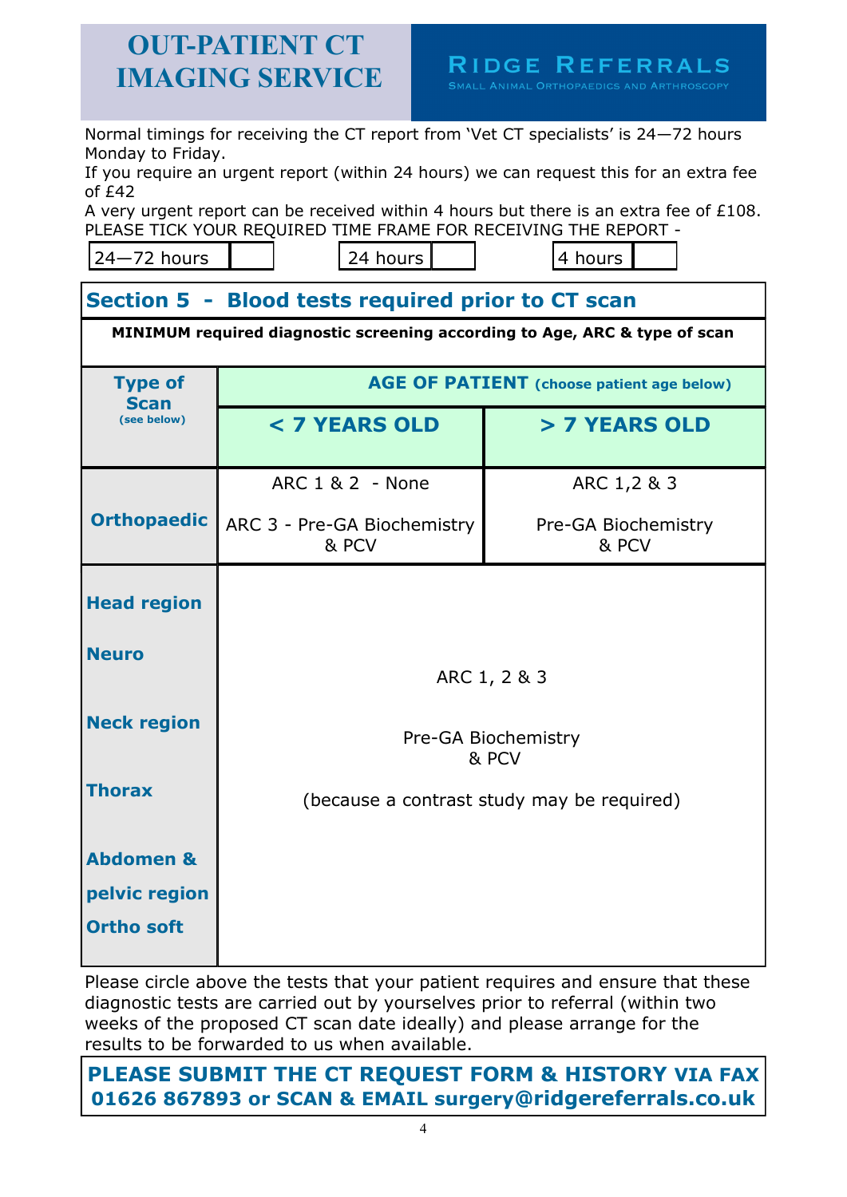# OUT-PATIENT CT IMAGING SERVICE

**RIDGE REFERRALS**
SMALL ANIMAL ORTHOPAEDICS AND ARTHROSCOPY

Normal timings for receiving the CT report from 'Vet CT specialists' is 24—72 hours Monday to Friday.

If you require an urgent report (within 24 hours) we can request this for an extra fee of £42

A very urgent report can be received within 4 hours but there is an extra fee of £108.

PLEASE TICK YOUR REQUIRED TIME FRAME FOR RECEIVING THE REPORT -

| 24—72 hours | | 24 hours | | 4 hours | |
|---|---|---|---|---|---|

## Section 5 - Blood tests required prior to CT scan

**MINIMUM required diagnostic screening according to Age, ARC & type of scan**

| Type of Scan (see below) | AGE OF PATIENT (choose patient age below) | |
|---|---|---|
| | **< 7 YEARS OLD** | **> 7 YEARS OLD** |
| **Orthopaedic** | ARC 1 & 2 - None<br>ARC 3 - Pre-GA Biochemistry & PCV | ARC 1,2 & 3<br>Pre-GA Biochemistry & PCV |
| **Head region**<br>**Neuro**<br>**Neck region**<br>**Thorax**<br>**Abdomen & pelvic region**<br>**Ortho soft** | ARC 1, 2 & 3<br>Pre-GA Biochemistry & PCV<br>(because a contrast study may be required) | |

Please circle above the tests that your patient requires and ensure that these diagnostic tests are carried out by yourselves prior to referral (within two weeks of the proposed CT scan date ideally) and please arrange for the results to be forwarded to us when available.

**PLEASE SUBMIT THE CT REQUEST FORM & HISTORY VIA FAX 01626 867893 or SCAN & EMAIL surgery@ridgereferrals.co.uk**